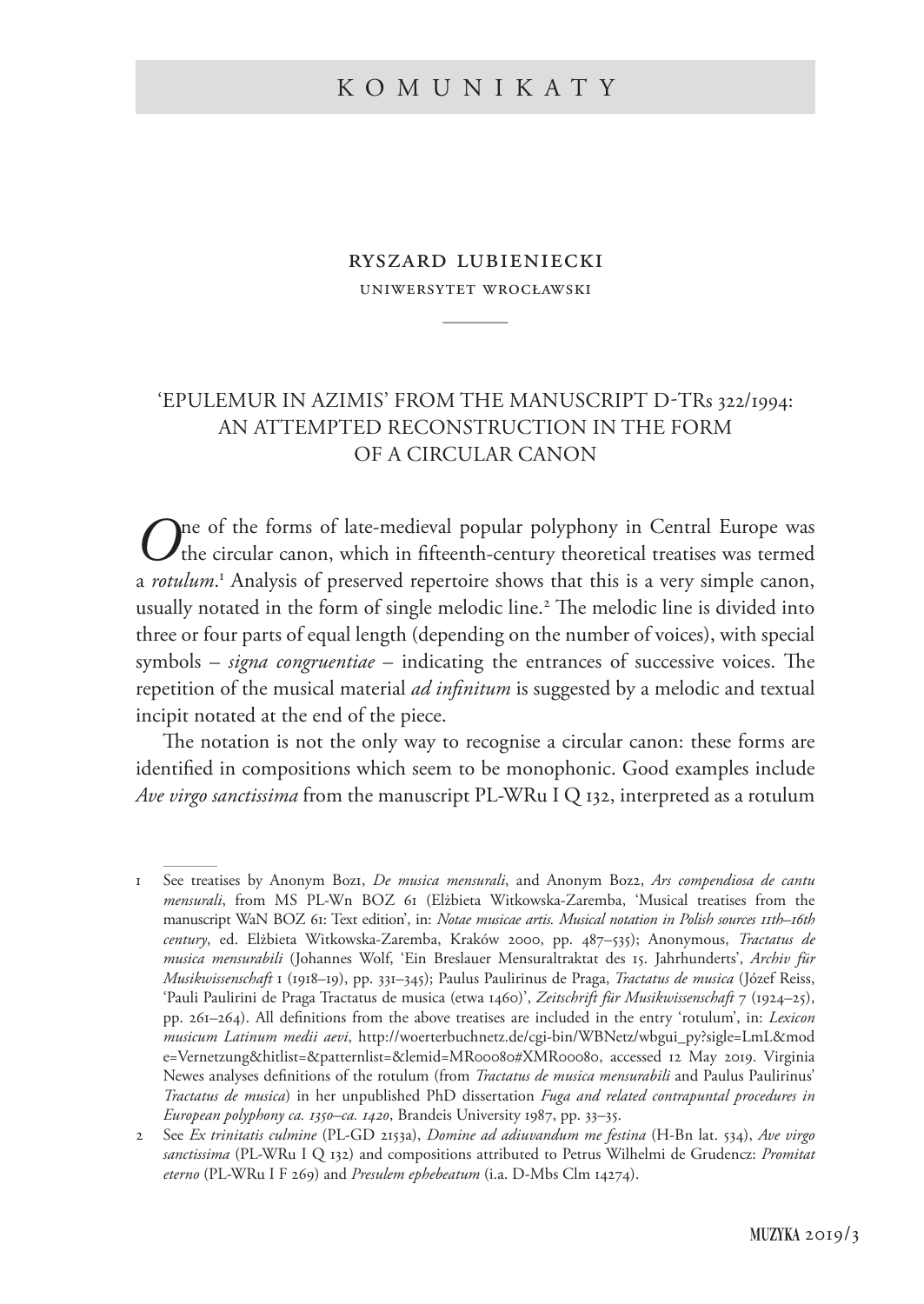# KOMUNIKATY

RYSZARD LUBIENIECKI

UNIWERSYTET WROCŁAWSKI

## 'EPULEMUR IN AZIMIS' FROM THE MANUSCRIPT D-TRs 322/1994: AN ATTEMPTED RECONSTRUCTION IN THE FORM OF A CIRCULAR CANON

One of the forms of late-medieval popular polyphony in Central Europe was the circular canon, which in fifteenth-century theoretical treatises was termed a *rotulum*.[1] Analysis of preserved repertoire shows that this is a very simple canon, usually notated in the form of single melodic line.[2] The melodic line is divided into three or four parts of equal length (depending on the number of voices), with special symbols – *signa congruentiae* – indicating the entrances of successive voices. The repetition of the musical material *ad infinitum* is suggested by a melodic and textual incipit notated at the end of the piece.

The notation is not the only way to recognise a circular canon: these forms are identified in compositions which seem to be monophonic. Good examples include *Ave virgo sanctissima* from the manuscript PL-WRu I Q 132, interpreted as a rotulum

---

1 See treatises by Anonym Boz1, *De musica mensurali*, and Anonym Boz2, *Ars compendiosa de cantu mensurali*, from MS PL-Wn BOZ 61 (Elżbieta Witkowska-Zaremba, 'Musical treatises from the manuscript WaN BOZ 61: Text edition', in: *Notae musicae artis. Musical notation in Polish sources 11th–16th century*, ed. Elżbieta Witkowska-Zaremba, Kraków 2000, pp. 487–535); Anonymous, *Tractatus de musica mensurabili* (Johannes Wolf, 'Ein Breslauer Mensuraltraktat des 15. Jahrhunderts', *Archiv für Musikwissenschaft* 1 (1918–19), pp. 331–345); Paulus Paulirinus de Praga, *Tractatus de musica* (Józef Reiss, 'Pauli Paulirini de Praga Tractatus de musica (etwa 1460)', *Zeitschrift für Musikwissenschaft* 7 (1924–25), pp. 261–264). All definitions from the above treatises are included in the entry 'rotulum', in: *Lexicon musicum Latinum medii aevi*, http://woerterbuchnetz.de/cgi-bin/WBNetz/wbgui_py?sigle=LmL&mode=Vernetzung&hitlist=&patternlist=&lemid=MR00080#XMR00080, accessed 12 May 2019. Virginia Newes analyses definitions of the rotulum (from *Tractatus de musica mensurabili* and Paulus Paulirinus' *Tractatus de musica*) in her unpublished PhD dissertation *Fuga and related contrapuntal procedures in European polyphony ca. 1350–ca. 1420*, Brandeis University 1987, pp. 33–35.

2 See *Ex trinitatis culmine* (PL-GD 2153a), *Domine ad adiuvandum me festina* (H-Bn lat. 534), *Ave virgo sanctissima* (PL-WRu I Q 132) and compositions attributed to Petrus Wilhelmi de Grudencz: *Promitat eterno* (PL-WRu I F 269) and *Presulem ephebeatum* (i.a. D-Mbs Clm 14274).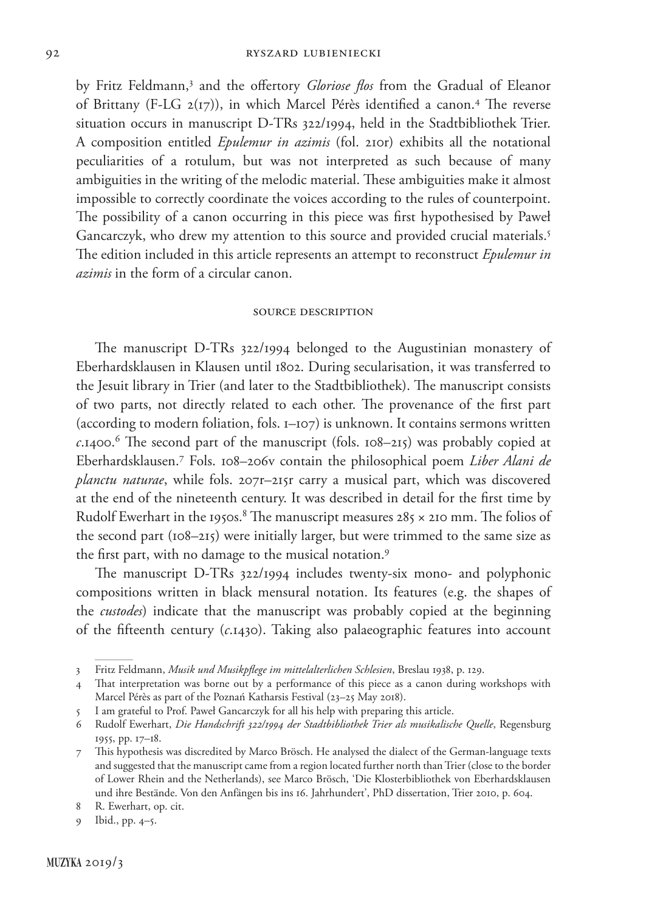by Fritz Feldmann,[3] and the offertory *Gloriose flos* from the Gradual of Eleanor of Brittany (F-LG 2(17)), in which Marcel Pérès identified a canon.[4] The reverse situation occurs in manuscript D-TRs 322/1994, held in the Stadtbibliothek Trier. A composition entitled *Epulemur in azimis* (fol. 210r) exhibits all the notational peculiarities of a rotulum, but was not interpreted as such because of many ambiguities in the writing of the melodic material. These ambiguities make it almost impossible to correctly coordinate the voices according to the rules of counterpoint. The possibility of a canon occurring in this piece was first hypothesised by Paweł Gancarczyk, who drew my attention to this source and provided crucial materials.[5] The edition included in this article represents an attempt to reconstruct *Epulemur in azimis* in the form of a circular canon.

## SOURCE DESCRIPTION

The manuscript D-TRs 322/1994 belonged to the Augustinian monastery of Eberhardsklausen in Klausen until 1802. During secularisation, it was transferred to the Jesuit library in Trier (and later to the Stadtbibliothek). The manuscript consists of two parts, not directly related to each other. The provenance of the first part (according to modern foliation, fols. 1–107) is unknown. It contains sermons written *c.*1400.[6] The second part of the manuscript (fols. 108–215) was probably copied at Eberhardsklausen.[7] Fols. 108–206v contain the philosophical poem *Liber Alani de planctu naturae*, while fols. 207r–215r carry a musical part, which was discovered at the end of the nineteenth century. It was described in detail for the first time by Rudolf Ewerhart in the 1950s.[8] The manuscript measures 285 × 210 mm. The folios of the second part (108–215) were initially larger, but were trimmed to the same size as the first part, with no damage to the musical notation.[9]

The manuscript D-TRs 322/1994 includes twenty-six mono- and polyphonic compositions written in black mensural notation. Its features (e.g. the shapes of the *custodes*) indicate that the manuscript was probably copied at the beginning of the fifteenth century (*c.*1430). Taking also palaeographic features into account

---

3 Fritz Feldmann, *Musik und Musikpflege im mittelalterlichen Schlesien*, Breslau 1938, p. 129.

4 That interpretation was borne out by a performance of this piece as a canon during workshops with Marcel Pérès as part of the Poznań Katharsis Festival (23–25 May 2018).

5 I am grateful to Prof. Paweł Gancarczyk for all his help with preparing this article.

6 Rudolf Ewerhart, *Die Handschrift 322/1994 der Stadtbibliothek Trier als musikalische Quelle*, Regensburg 1955, pp. 17–18.

7 This hypothesis was discredited by Marco Brösch. He analysed the dialect of the German-language texts and suggested that the manuscript came from a region located further north than Trier (close to the border of Lower Rhein and the Netherlands), see Marco Brösch, 'Die Klosterbibliothek von Eberhardsklausen und ihre Bestände. Von den Anfängen bis ins 16. Jahrhundert', PhD dissertation, Trier 2010, p. 604.

8 R. Ewerhart, op. cit.

9 Ibid., pp. 4–5.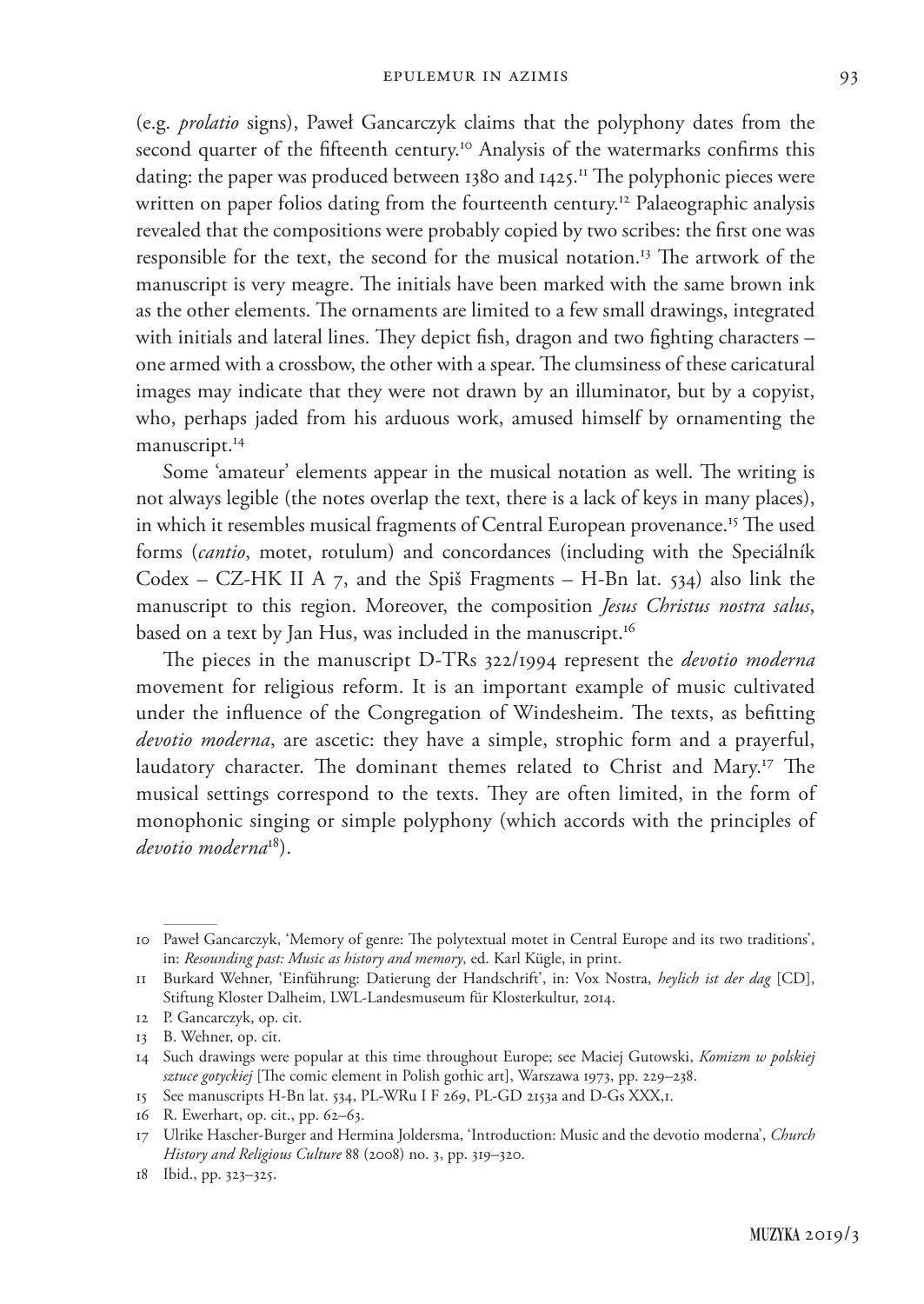(e.g. *prolatio* signs), Paweł Gancarczyk claims that the polyphony dates from the second quarter of the fifteenth century.[10] Analysis of the watermarks confirms this dating: the paper was produced between 1380 and 1425.[11] The polyphonic pieces were written on paper folios dating from the fourteenth century.[12] Palaeographic analysis revealed that the compositions were probably copied by two scribes: the first one was responsible for the text, the second for the musical notation.[13] The artwork of the manuscript is very meagre. The initials have been marked with the same brown ink as the other elements. The ornaments are limited to a few small drawings, integrated with initials and lateral lines. They depict fish, dragon and two fighting characters – one armed with a crossbow, the other with a spear. The clumsiness of these caricatural images may indicate that they were not drawn by an illuminator, but by a copyist, who, perhaps jaded from his arduous work, amused himself by ornamenting the manuscript.[14]

Some 'amateur' elements appear in the musical notation as well. The writing is not always legible (the notes overlap the text, there is a lack of keys in many places), in which it resembles musical fragments of Central European provenance.[15] The used forms (*cantio*, motet, rotulum) and concordances (including with the Speciálník Codex – CZ-HK II A 7, and the Spiš Fragments – H-Bn lat. 534) also link the manuscript to this region. Moreover, the composition *Jesus Christus nostra salus*, based on a text by Jan Hus, was included in the manuscript.[16]

The pieces in the manuscript D-TRs 322/1994 represent the *devotio moderna* movement for religious reform. It is an important example of music cultivated under the influence of the Congregation of Windesheim. The texts, as befitting *devotio moderna*, are ascetic: they have a simple, strophic form and a prayerful, laudatory character. The dominant themes related to Christ and Mary.[17] The musical settings correspond to the texts. They are often limited, in the form of monophonic singing or simple polyphony (which accords with the principles of *devotio moderna*[18]).

---

10 Paweł Gancarczyk, 'Memory of genre: The polytextual motet in Central Europe and its two traditions', in: *Resounding past: Music as history and memory*, ed. Karl Kügle, in print.

11 Burkard Wehner, 'Einführung: Datierung der Handschrift', in: Vox Nostra, *heylich ist der dag* [CD], Stiftung Kloster Dalheim, LWL-Landesmuseum für Klosterkultur, 2014.

12 P. Gancarczyk, op. cit.

13 B. Wehner, op. cit.

14 Such drawings were popular at this time throughout Europe; see Maciej Gutowski, *Komizm w polskiej sztuce gotyckiej* [The comic element in Polish gothic art], Warszawa 1973, pp. 229–238.

15 See manuscripts H-Bn lat. 534, PL-WRu I F 269, PL-GD 2153a and D-Gs XXX,1.

16 R. Ewerhart, op. cit., pp. 62–63.

17 Ulrike Hascher-Burger and Hermina Joldersma, 'Introduction: Music and the devotio moderna', *Church History and Religious Culture* 88 (2008) no. 3, pp. 319–320.

18 Ibid., pp. 323–325.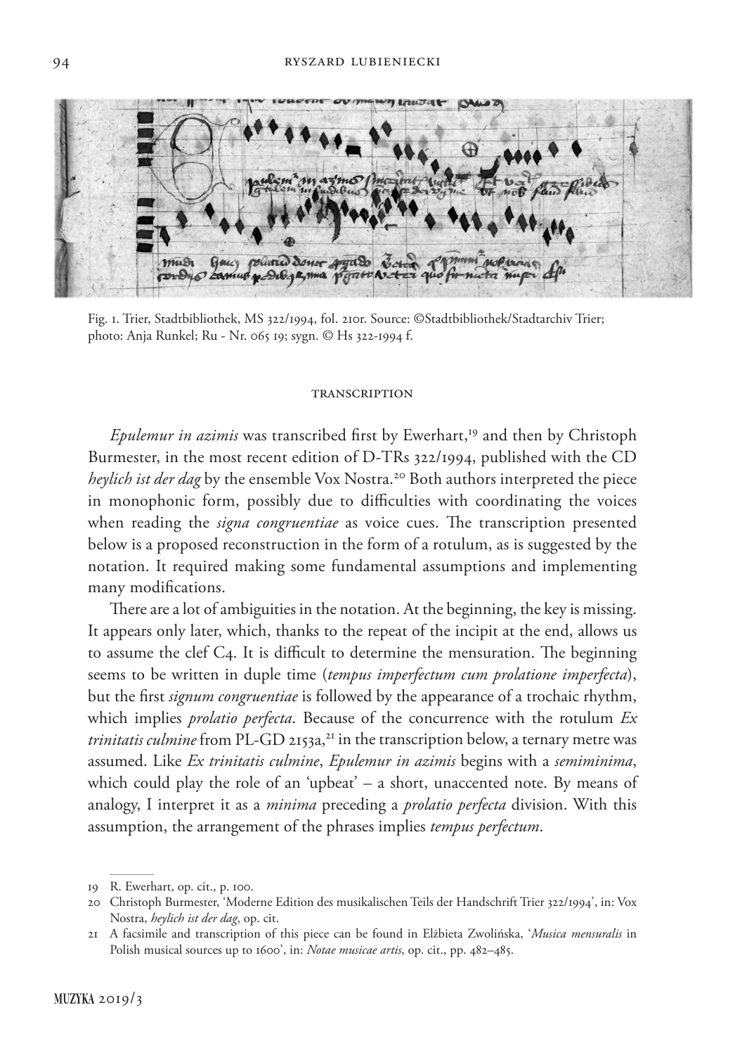Fig. 1. Trier, Stadtbibliothek, MS 322/1994, fol. 210r. Source: ©Stadtbibliothek/Stadtarchiv Trier; photo: Anja Runkel; Ru - Nr. 065 19; sygn. © Hs 322-1994 f.

## TRANSCRIPTION

*Epulemur in azimis* was transcribed first by Ewerhart,[19] and then by Christoph Burmester, in the most recent edition of D-TRs 322/1994, published with the CD *heylich ist der dag* by the ensemble Vox Nostra.[20] Both authors interpreted the piece in monophonic form, possibly due to difficulties with coordinating the voices when reading the *signa congruentiae* as voice cues. The transcription presented below is a proposed reconstruction in the form of a rotulum, as is suggested by the notation. It required making some fundamental assumptions and implementing many modifications.

There are a lot of ambiguities in the notation. At the beginning, the key is missing. It appears only later, which, thanks to the repeat of the incipit at the end, allows us to assume the clef C4. It is difficult to determine the mensuration. The beginning seems to be written in duple time (*tempus imperfectum cum prolatione imperfecta*), but the first *signum congruentiae* is followed by the appearance of a trochaic rhythm, which implies *prolatio perfecta*. Because of the concurrence with the rotulum *Ex trinitatis culmine* from PL-GD 2153a,[21] in the transcription below, a ternary metre was assumed. Like *Ex trinitatis culmine*, *Epulemur in azimis* begins with a *semiminima*, which could play the role of an 'upbeat' – a short, unaccented note. By means of analogy, I interpret it as a *minima* preceding a *prolatio perfecta* division. With this assumption, the arrangement of the phrases implies *tempus perfectum*.

---

19 R. Ewerhart, op. cit., p. 100.

20 Christoph Burmester, 'Moderne Edition des musikalischen Teils der Handschrift Trier 322/1994', in: Vox Nostra, *heylich ist der dag*, op. cit.

21 A facsimile and transcription of this piece can be found in Elżbieta Zwolińska, '*Musica mensuralis* in Polish musical sources up to 1600', in: *Notae musicae artis*, op. cit., pp. 482–485.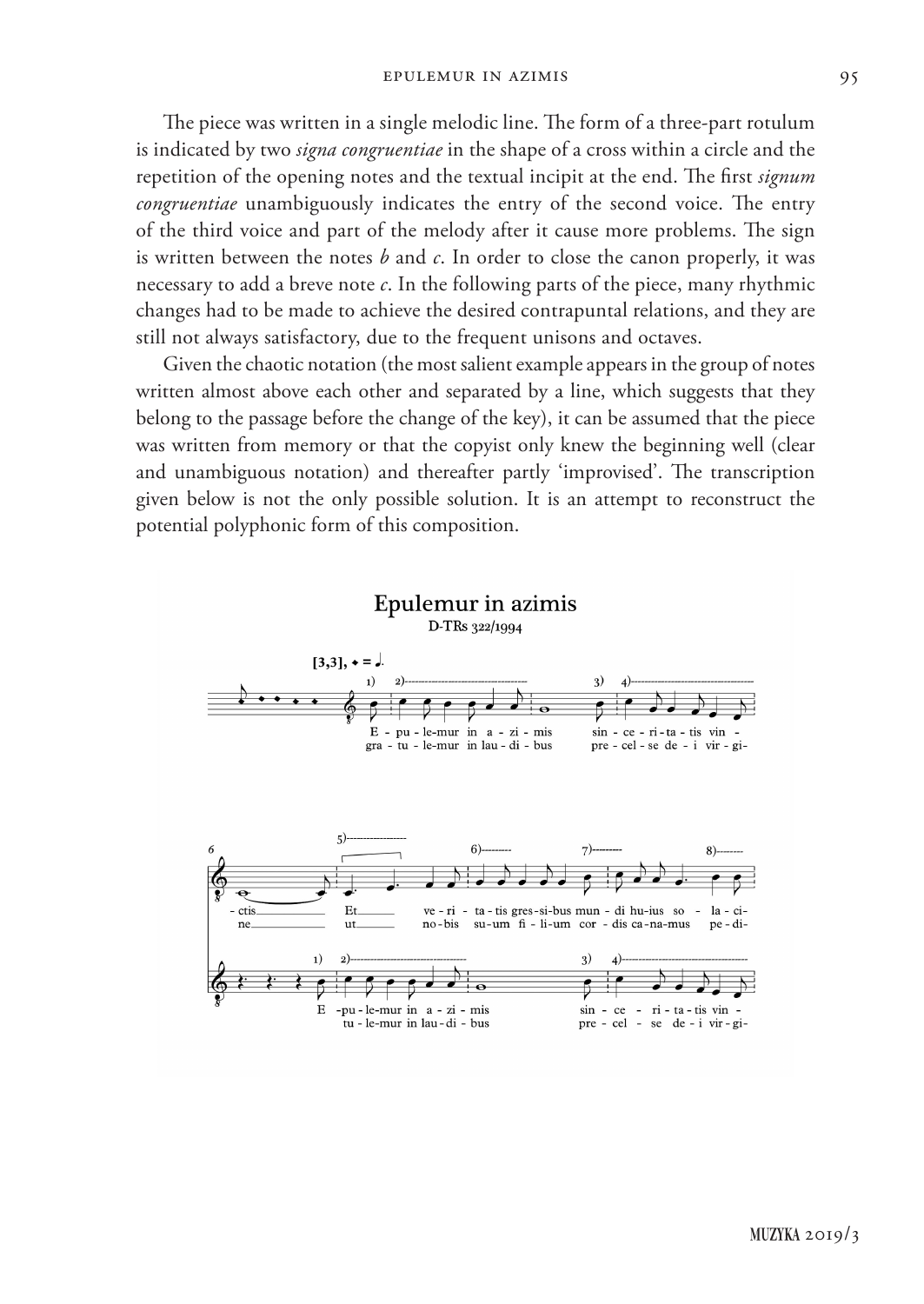The piece was written in a single melodic line. The form of a three-part rotulum is indicated by two *signa congruentiae* in the shape of a cross within a circle and the repetition of the opening notes and the textual incipit at the end. The first *signum congruentiae* unambiguously indicates the entry of the second voice. The entry of the third voice and part of the melody after it cause more problems. The sign is written between the notes *b* and *c*. In order to close the canon properly, it was necessary to add a breve note *c*. In the following parts of the piece, many rhythmic changes had to be made to achieve the desired contrapuntal relations, and they are still not always satisfactory, due to the frequent unisons and octaves.

Given the chaotic notation (the most salient example appears in the group of notes written almost above each other and separated by a line, which suggests that they belong to the passage before the change of the key), it can be assumed that the piece was written from memory or that the copyist only knew the beginning well (clear and unambiguous notation) and thereafter partly 'improvised'. The transcription given below is not the only possible solution. It is an attempt to reconstruct the potential polyphonic form of this composition.

## Epulemur in azimis

D-TRs 322/1994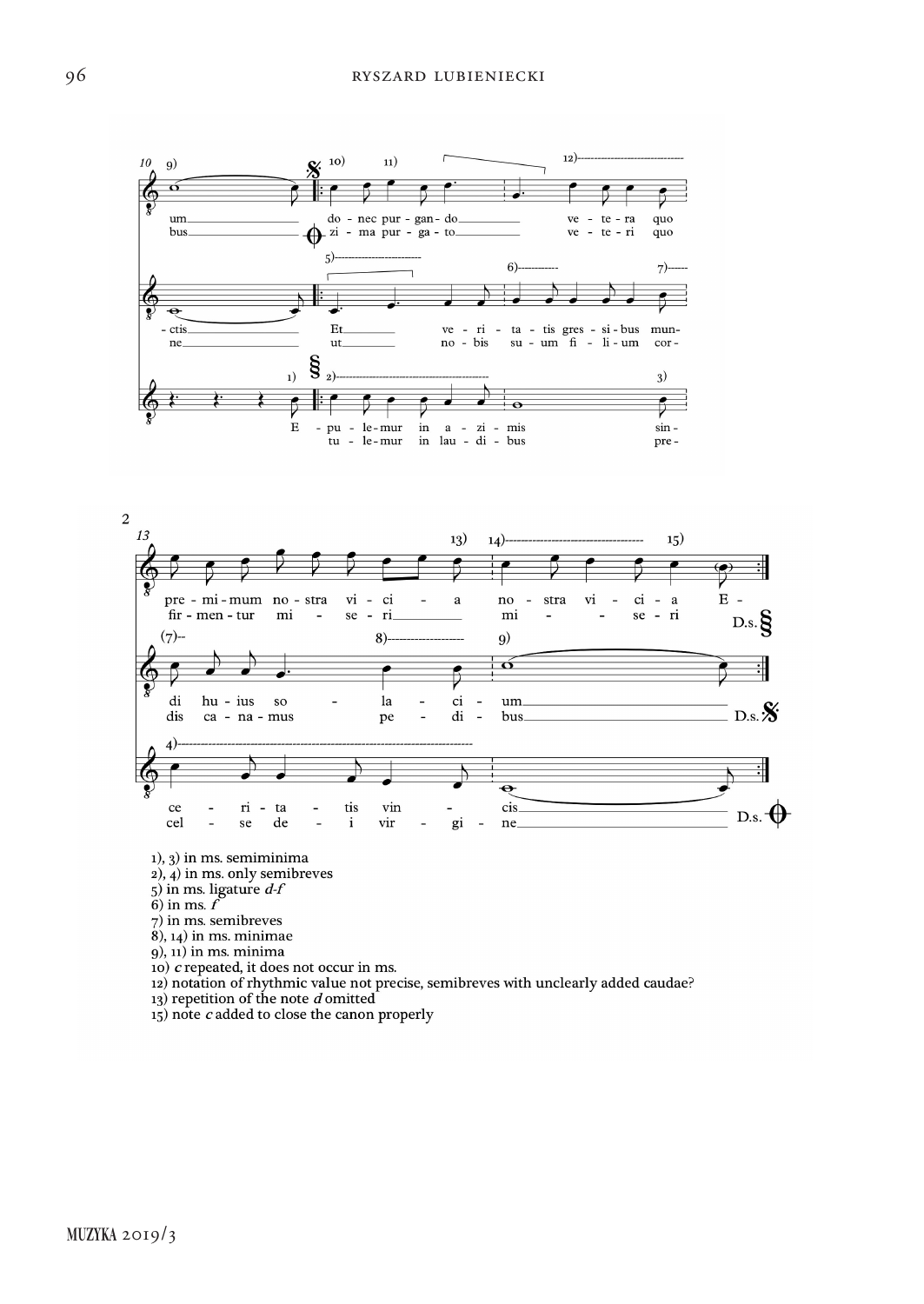1), 3) in ms. semiminima
2), 4) in ms. only semibreves
5) in ms. ligature *d-f*
6) in ms. *f*
7) in ms. semibreves
8), 14) in ms. minimae
9), 11) in ms. minima
10) *c* repeated, it does not occur in ms.
12) notation of rhythmic value not precise, semibreves with unclearly added caudae?
13) repetition of the note *d* omitted
15) note *c* added to close the canon properly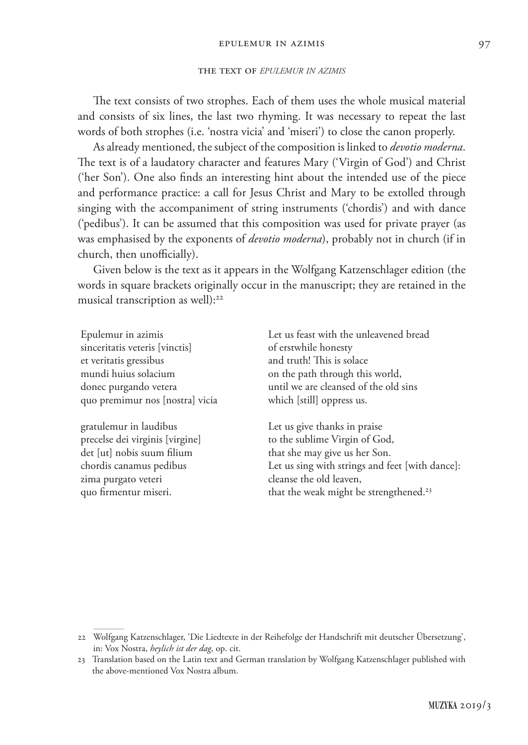## THE TEXT OF *EPULEMUR IN AZIMIS*

The text consists of two strophes. Each of them uses the whole musical material and consists of six lines, the last two rhyming. It was necessary to repeat the last words of both strophes (i.e. 'nostra vicia' and 'miseri') to close the canon properly.

As already mentioned, the subject of the composition is linked to *devotio moderna*. The text is of a laudatory character and features Mary ('Virgin of God') and Christ ('her Son'). One also finds an interesting hint about the intended use of the piece and performance practice: a call for Jesus Christ and Mary to be extolled through singing with the accompaniment of string instruments ('chordis') and with dance ('pedibus'). It can be assumed that this composition was used for private prayer (as was emphasised by the exponents of *devotio moderna*), probably not in church (if in church, then unofficially).

Given below is the text as it appears in the Wolfgang Katzenschlager edition (the words in square brackets originally occur in the manuscript; they are retained in the musical transcription as well):[22]

| | |
|---|---|
| Epulemur in azimis | Let us feast with the unleavened bread |
| sinceritatis veteris [vinctis] | of erstwhile honesty |
| et veritatis gressibus | and truth! This is solace |
| mundi huius solacium | on the path through this world, |
| donec purgando vetera | until we are cleansed of the old sins |
| quo premimur nos [nostra] vicia | which [still] oppress us. |
| | |
| gratulemur in laudibus | Let us give thanks in praise |
| precelse dei virginis [virgine] | to the sublime Virgin of God, |
| det [ut] nobis suum filium | that she may give us her Son. |
| chordis canamus pedibus | Let us sing with strings and feet [with dance]: |
| zima purgato veteri | cleanse the old leaven, |
| quo firmentur miseri. | that the weak might be strengthened.[23] |

---

22 Wolfgang Katzenschlager, 'Die Liedtexte in der Reihefolge der Handschrift mit deutscher Übersetzung', in: Vox Nostra, *heylich ist der dag*, op. cit.

23 Translation based on the Latin text and German translation by Wolfgang Katzenschlager published with the above-mentioned Vox Nostra album.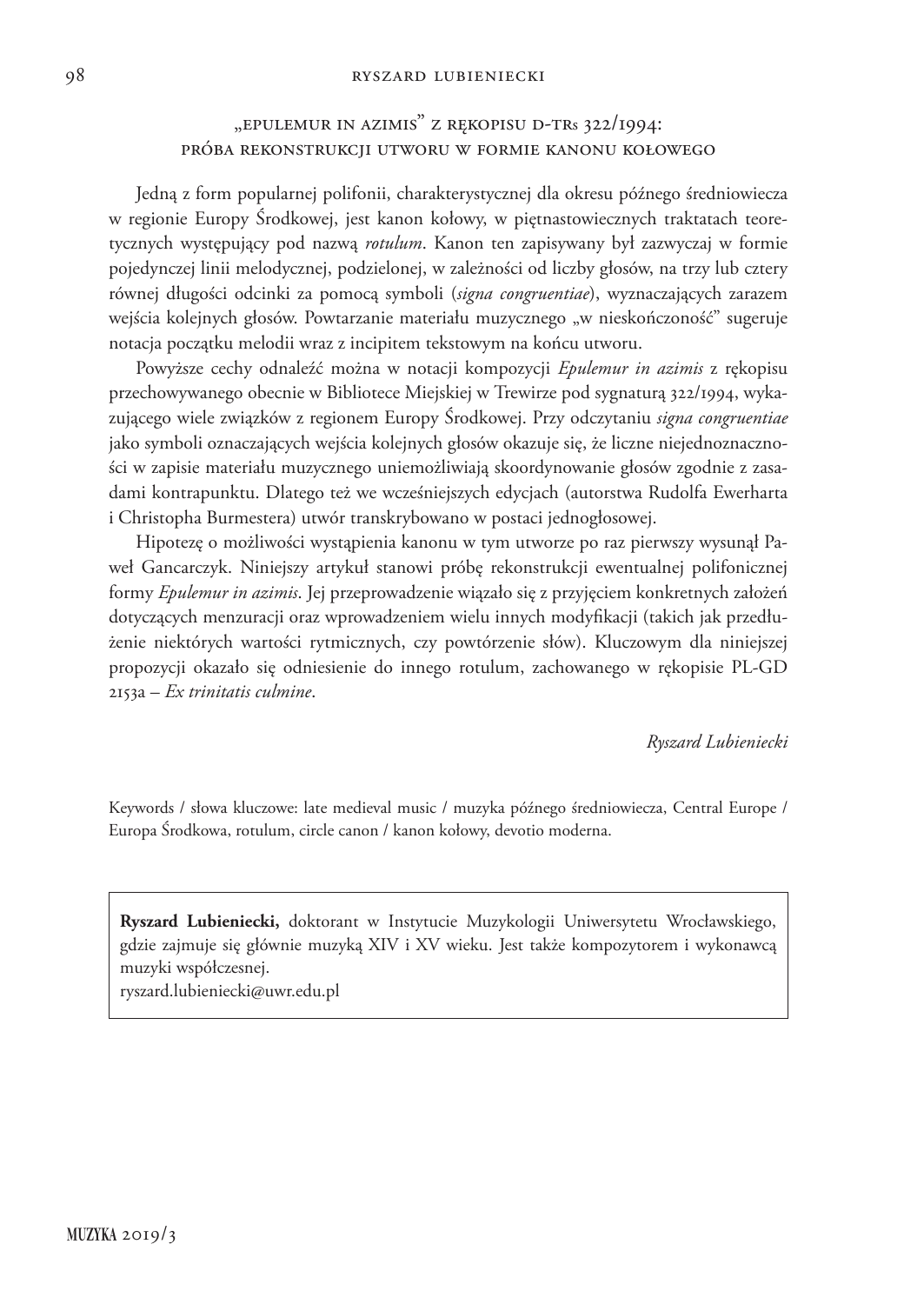## „Epulemur in azimis" z rękopisu D-TRs 322/1994: próba rekonstrukcji utworu w formie kanonu kołowego

Jedną z form popularnej polifonii, charakterystycznej dla okresu późnego średniowiecza w regionie Europy Środkowej, jest kanon kołowy, w piętnastowiecznych traktatach teoretycznych występujący pod nazwą *rotulum*. Kanon ten zapisywany był zazwyczaj w formie pojedynczej linii melodycznej, podzielonej, w zależności od liczby głosów, na trzy lub cztery równej długości odcinki za pomocą symboli (*signa congruentiae*), wyznaczających zarazem wejścia kolejnych głosów. Powtarzanie materiału muzycznego „w nieskończoność" sugeruje notacja początku melodii wraz z incipitem tekstowym na końcu utworu.

Powyższe cechy odnaleźć można w notacji kompozycji *Epulemur in azimis* z rękopisu przechowywanego obecnie w Bibliotece Miejskiej w Trewirze pod sygnaturą 322/1994, wykazującego wiele związków z regionem Europy Środkowej. Przy odczytaniu *signa congruentiae* jako symboli oznaczających wejścia kolejnych głosów okazuje się, że liczne niejednoznaczności w zapisie materiału muzycznego uniemożliwiają skoordynowanie głosów zgodnie z zasadami kontrapunktu. Dlatego też we wcześniejszych edycjach (autorstwa Rudolfa Ewerharta i Christopha Burmestera) utwór transkrybowano w postaci jednogłosowej.

Hipotezę o możliwości wystąpienia kanonu w tym utworze po raz pierwszy wysunął Paweł Gancarczyk. Niniejszy artykuł stanowi próbę rekonstrukcji ewentualnej polifonicznej formy *Epulemur in azimis*. Jej przeprowadzenie wiązało się z przyjęciem konkretnych założeń dotyczących menzuracji oraz wprowadzeniem wielu innych modyfikacji (takich jak przedłużenie niektórych wartości rytmicznych, czy powtórzenie słów). Kluczowym dla niniejszej propozycji okazało się odniesienie do innego rotulum, zachowanego w rękopisie PL-GD 2153a – *Ex trinitatis culmine*.

*Ryszard Lubieniecki*

Keywords / słowa kluczowe: late medieval music / muzyka późnego średniowiecza, Central Europe / Europa Środkowa, rotulum, circle canon / kanon kołowy, devotio moderna.

**Ryszard Lubieniecki,** doktorant w Instytucie Muzykologii Uniwersytetu Wrocławskiego, gdzie zajmuje się głównie muzyką XIV i XV wieku. Jest także kompozytorem i wykonawcą muzyki współczesnej.
ryszard.lubieniecki@uwr.edu.pl